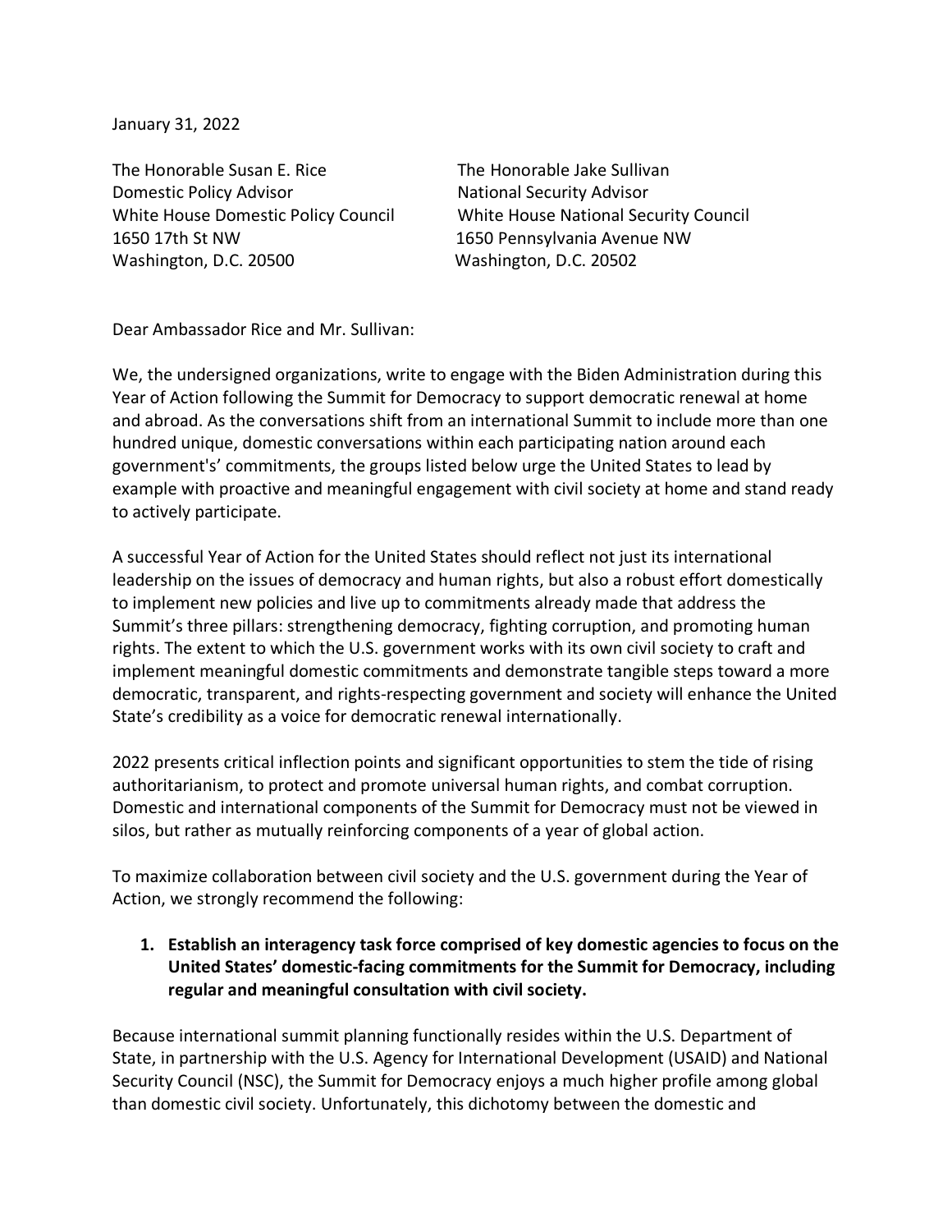January 31, 2022

The Honorable Susan E. Rice
Domestic Policy Advisor
White House Domestic Policy Council
1650 17th St NW
Washington, D.C. 20500

The Honorable Jake Sullivan
National Security Advisor
White House National Security Council
1650 Pennsylvania Avenue NW
Washington, D.C. 20502

Dear Ambassador Rice and Mr. Sullivan:

We, the undersigned organizations, write to engage with the Biden Administration during this Year of Action following the Summit for Democracy to support democratic renewal at home and abroad. As the conversations shift from an international Summit to include more than one hundred unique, domestic conversations within each participating nation around each government's' commitments, the groups listed below urge the United States to lead by example with proactive and meaningful engagement with civil society at home and stand ready to actively participate.

A successful Year of Action for the United States should reflect not just its international leadership on the issues of democracy and human rights, but also a robust effort domestically to implement new policies and live up to commitments already made that address the Summit's three pillars: strengthening democracy, fighting corruption, and promoting human rights. The extent to which the U.S. government works with its own civil society to craft and implement meaningful domestic commitments and demonstrate tangible steps toward a more democratic, transparent, and rights-respecting government and society will enhance the United State's credibility as a voice for democratic renewal internationally.

2022 presents critical inflection points and significant opportunities to stem the tide of rising authoritarianism, to protect and promote universal human rights, and combat corruption. Domestic and international components of the Summit for Democracy must not be viewed in silos, but rather as mutually reinforcing components of a year of global action.

To maximize collaboration between civil society and the U.S. government during the Year of Action, we strongly recommend the following:

1. **Establish an interagency task force comprised of key domestic agencies to focus on the United States' domestic-facing commitments for the Summit for Democracy, including regular and meaningful consultation with civil society.**

Because international summit planning functionally resides within the U.S. Department of State, in partnership with the U.S. Agency for International Development (USAID) and National Security Council (NSC), the Summit for Democracy enjoys a much higher profile among global than domestic civil society. Unfortunately, this dichotomy between the domestic and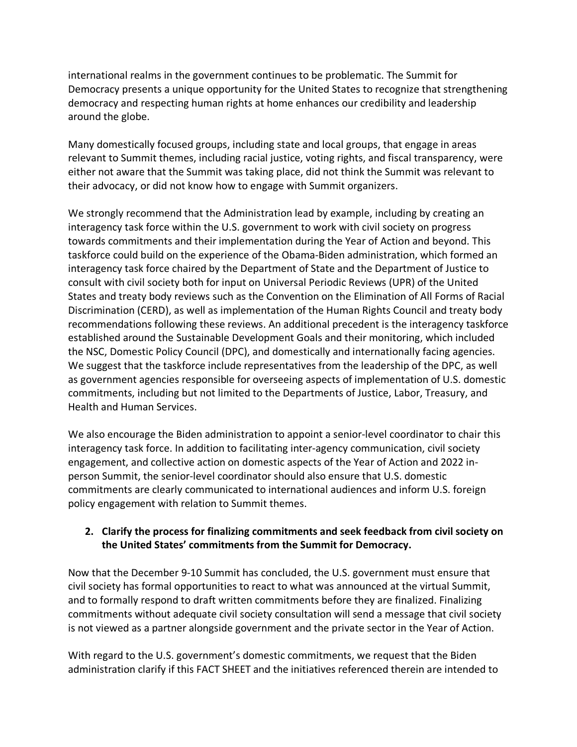international realms in the government continues to be problematic. The Summit for Democracy presents a unique opportunity for the United States to recognize that strengthening democracy and respecting human rights at home enhances our credibility and leadership around the globe.

Many domestically focused groups, including state and local groups, that engage in areas relevant to Summit themes, including racial justice, voting rights, and fiscal transparency, were either not aware that the Summit was taking place, did not think the Summit was relevant to their advocacy, or did not know how to engage with Summit organizers.

We strongly recommend that the Administration lead by example, including by creating an interagency task force within the U.S. government to work with civil society on progress towards commitments and their implementation during the Year of Action and beyond. This taskforce could build on the experience of the Obama-Biden administration, which formed an interagency task force chaired by the Department of State and the Department of Justice to consult with civil society both for input on Universal Periodic Reviews (UPR) of the United States and treaty body reviews such as the Convention on the Elimination of All Forms of Racial Discrimination (CERD), as well as implementation of the Human Rights Council and treaty body recommendations following these reviews. An additional precedent is the interagency taskforce established around the Sustainable Development Goals and their monitoring, which included the NSC, Domestic Policy Council (DPC), and domestically and internationally facing agencies. We suggest that the taskforce include representatives from the leadership of the DPC, as well as government agencies responsible for overseeing aspects of implementation of U.S. domestic commitments, including but not limited to the Departments of Justice, Labor, Treasury, and Health and Human Services.

We also encourage the Biden administration to appoint a senior-level coordinator to chair this interagency task force. In addition to facilitating inter-agency communication, civil society engagement, and collective action on domestic aspects of the Year of Action and 2022 in-person Summit, the senior-level coordinator should also ensure that U.S. domestic commitments are clearly communicated to international audiences and inform U.S. foreign policy engagement with relation to Summit themes.

2. **Clarify the process for finalizing commitments and seek feedback from civil society on the United States' commitments from the Summit for Democracy.**

Now that the December 9-10 Summit has concluded, the U.S. government must ensure that civil society has formal opportunities to react to what was announced at the virtual Summit, and to formally respond to draft written commitments before they are finalized. Finalizing commitments without adequate civil society consultation will send a message that civil society is not viewed as a partner alongside government and the private sector in the Year of Action.

With regard to the U.S. government's domestic commitments, we request that the Biden administration clarify if this FACT SHEET and the initiatives referenced therein are intended to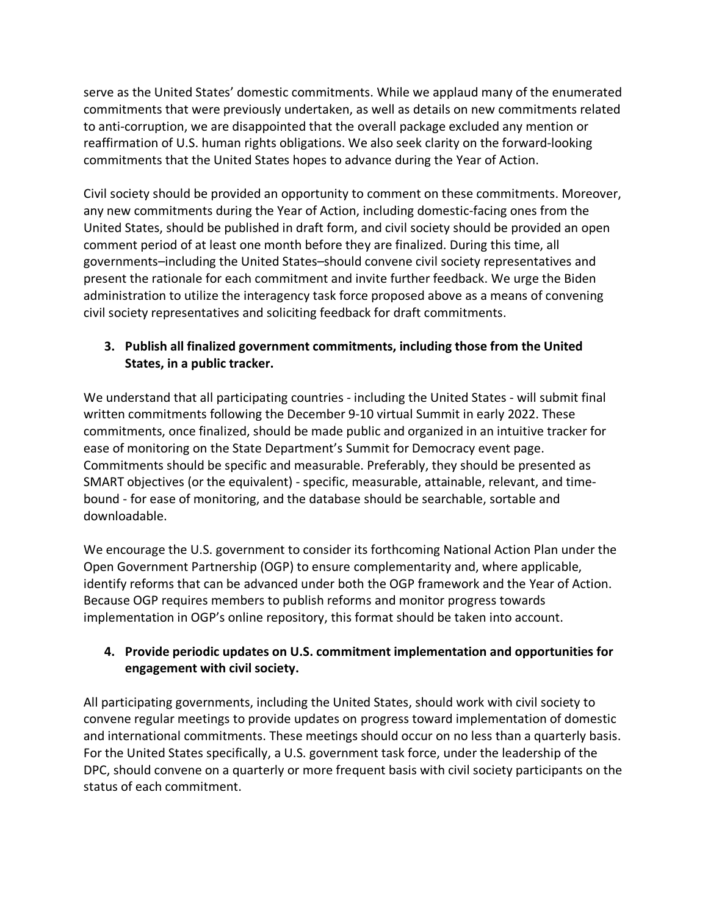serve as the United States' domestic commitments. While we applaud many of the enumerated commitments that were previously undertaken, as well as details on new commitments related to anti-corruption, we are disappointed that the overall package excluded any mention or reaffirmation of U.S. human rights obligations. We also seek clarity on the forward-looking commitments that the United States hopes to advance during the Year of Action.

Civil society should be provided an opportunity to comment on these commitments. Moreover, any new commitments during the Year of Action, including domestic-facing ones from the United States, should be published in draft form, and civil society should be provided an open comment period of at least one month before they are finalized. During this time, all governments–including the United States–should convene civil society representatives and present the rationale for each commitment and invite further feedback. We urge the Biden administration to utilize the interagency task force proposed above as a means of convening civil society representatives and soliciting feedback for draft commitments.

3. **Publish all finalized government commitments, including those from the United States, in a public tracker.**

We understand that all participating countries - including the United States - will submit final written commitments following the December 9-10 virtual Summit in early 2022. These commitments, once finalized, should be made public and organized in an intuitive tracker for ease of monitoring on the State Department's Summit for Democracy event page. Commitments should be specific and measurable. Preferably, they should be presented as SMART objectives (or the equivalent) - specific, measurable, attainable, relevant, and time-bound - for ease of monitoring, and the database should be searchable, sortable and downloadable.

We encourage the U.S. government to consider its forthcoming National Action Plan under the Open Government Partnership (OGP) to ensure complementarity and, where applicable, identify reforms that can be advanced under both the OGP framework and the Year of Action. Because OGP requires members to publish reforms and monitor progress towards implementation in OGP's online repository, this format should be taken into account.

4. **Provide periodic updates on U.S. commitment implementation and opportunities for engagement with civil society.**

All participating governments, including the United States, should work with civil society to convene regular meetings to provide updates on progress toward implementation of domestic and international commitments. These meetings should occur on no less than a quarterly basis. For the United States specifically, a U.S. government task force, under the leadership of the DPC, should convene on a quarterly or more frequent basis with civil society participants on the status of each commitment.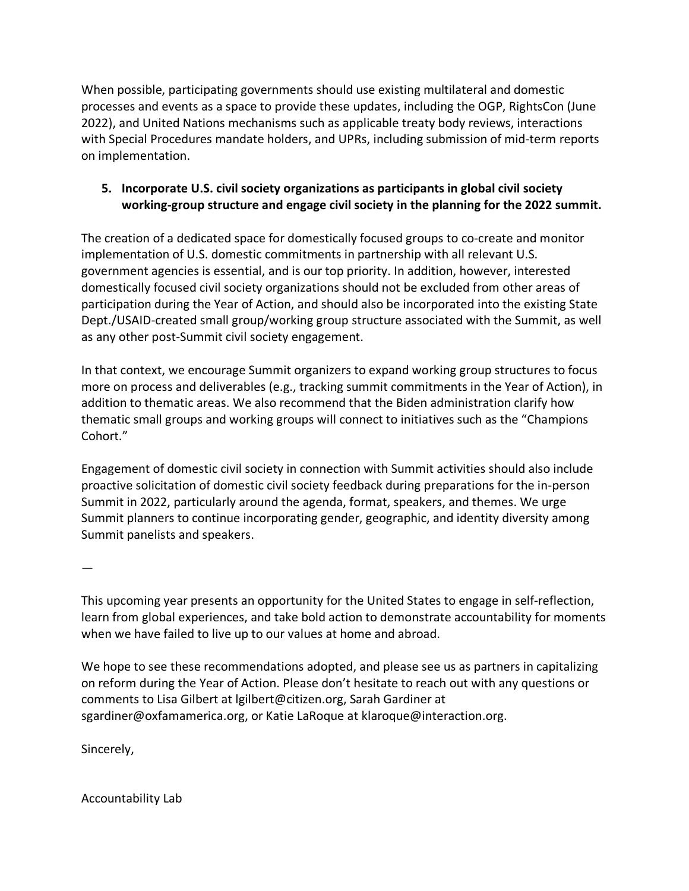When possible, participating governments should use existing multilateral and domestic processes and events as a space to provide these updates, including the OGP, RightsCon (June 2022), and United Nations mechanisms such as applicable treaty body reviews, interactions with Special Procedures mandate holders, and UPRs, including submission of mid-term reports on implementation.

5. **Incorporate U.S. civil society organizations as participants in global civil society working-group structure and engage civil society in the planning for the 2022 summit.**

The creation of a dedicated space for domestically focused groups to co-create and monitor implementation of U.S. domestic commitments in partnership with all relevant U.S. government agencies is essential, and is our top priority. In addition, however, interested domestically focused civil society organizations should not be excluded from other areas of participation during the Year of Action, and should also be incorporated into the existing State Dept./USAID-created small group/working group structure associated with the Summit, as well as any other post-Summit civil society engagement.

In that context, we encourage Summit organizers to expand working group structures to focus more on process and deliverables (e.g., tracking summit commitments in the Year of Action), in addition to thematic areas. We also recommend that the Biden administration clarify how thematic small groups and working groups will connect to initiatives such as the "Champions Cohort."

Engagement of domestic civil society in connection with Summit activities should also include proactive solicitation of domestic civil society feedback during preparations for the in-person Summit in 2022, particularly around the agenda, format, speakers, and themes. We urge Summit planners to continue incorporating gender, geographic, and identity diversity among Summit panelists and speakers.

—

This upcoming year presents an opportunity for the United States to engage in self-reflection, learn from global experiences, and take bold action to demonstrate accountability for moments when we have failed to live up to our values at home and abroad.

We hope to see these recommendations adopted, and please see us as partners in capitalizing on reform during the Year of Action. Please don't hesitate to reach out with any questions or comments to Lisa Gilbert at lgilbert@citizen.org, Sarah Gardiner at sgardiner@oxfamamerica.org, or Katie LaRoque at klaroque@interaction.org.

Sincerely,

Accountability Lab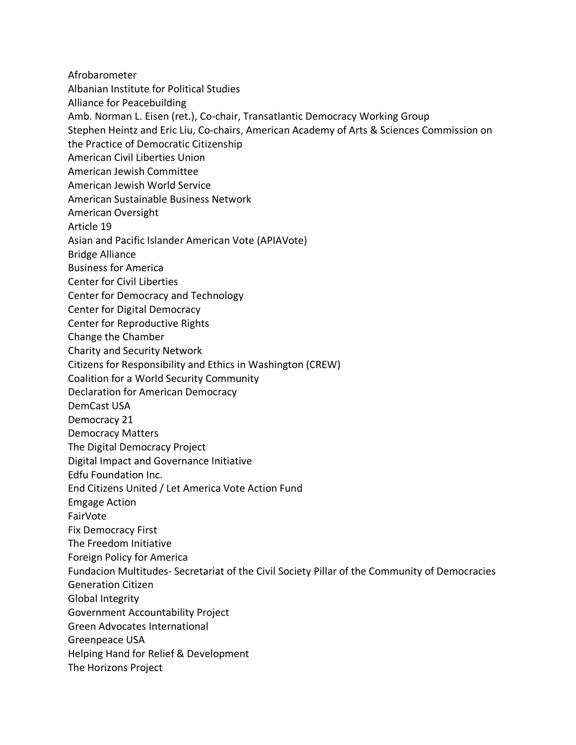Afrobarometer
Albanian Institute for Political Studies
Alliance for Peacebuilding
Amb. Norman L. Eisen (ret.), Co-chair, Transatlantic Democracy Working Group
Stephen Heintz and Eric Liu, Co-chairs, American Academy of Arts & Sciences Commission on the Practice of Democratic Citizenship
American Civil Liberties Union
American Jewish Committee
American Jewish World Service
American Sustainable Business Network
American Oversight
Article 19
Asian and Pacific Islander American Vote (APIAVote)
Bridge Alliance
Business for America
Center for Civil Liberties
Center for Democracy and Technology
Center for Digital Democracy
Center for Reproductive Rights
Change the Chamber
Charity and Security Network
Citizens for Responsibility and Ethics in Washington (CREW)
Coalition for a World Security Community
Declaration for American Democracy
DemCast USA
Democracy 21
Democracy Matters
The Digital Democracy Project
Digital Impact and Governance Initiative
Edfu Foundation Inc.
End Citizens United / Let America Vote Action Fund
Emgage Action
FairVote
Fix Democracy First
The Freedom Initiative
Foreign Policy for America
Fundacion Multitudes- Secretariat of the Civil Society Pillar of the Community of Democracies
Generation Citizen
Global Integrity
Government Accountability Project
Green Advocates International
Greenpeace USA
Helping Hand for Relief & Development
The Horizons Project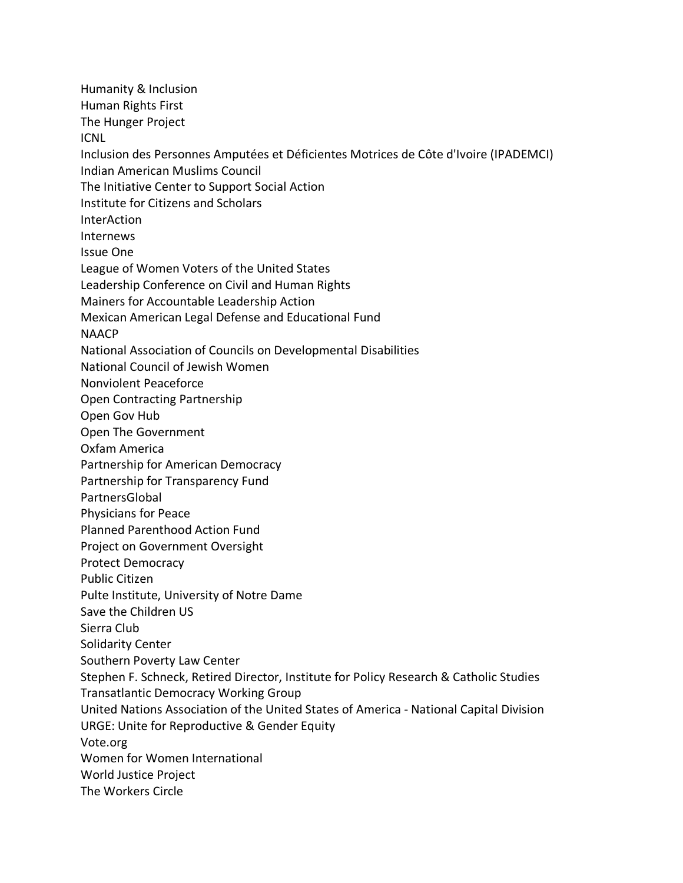Humanity & Inclusion
Human Rights First
The Hunger Project
ICNL
Inclusion des Personnes Amputées et Déficientes Motrices de Côte d'Ivoire (IPADEMCI)
Indian American Muslims Council
The Initiative Center to Support Social Action
Institute for Citizens and Scholars
InterAction
Internews
Issue One
League of Women Voters of the United States
Leadership Conference on Civil and Human Rights
Mainers for Accountable Leadership Action
Mexican American Legal Defense and Educational Fund
NAACP
National Association of Councils on Developmental Disabilities
National Council of Jewish Women
Nonviolent Peaceforce
Open Contracting Partnership
Open Gov Hub
Open The Government
Oxfam America
Partnership for American Democracy
Partnership for Transparency Fund
PartnersGlobal
Physicians for Peace
Planned Parenthood Action Fund
Project on Government Oversight
Protect Democracy
Public Citizen
Pulte Institute, University of Notre Dame
Save the Children US
Sierra Club
Solidarity Center
Southern Poverty Law Center
Stephen F. Schneck, Retired Director, Institute for Policy Research & Catholic Studies
Transatlantic Democracy Working Group
United Nations Association of the United States of America - National Capital Division
URGE: Unite for Reproductive & Gender Equity
Vote.org
Women for Women International
World Justice Project
The Workers Circle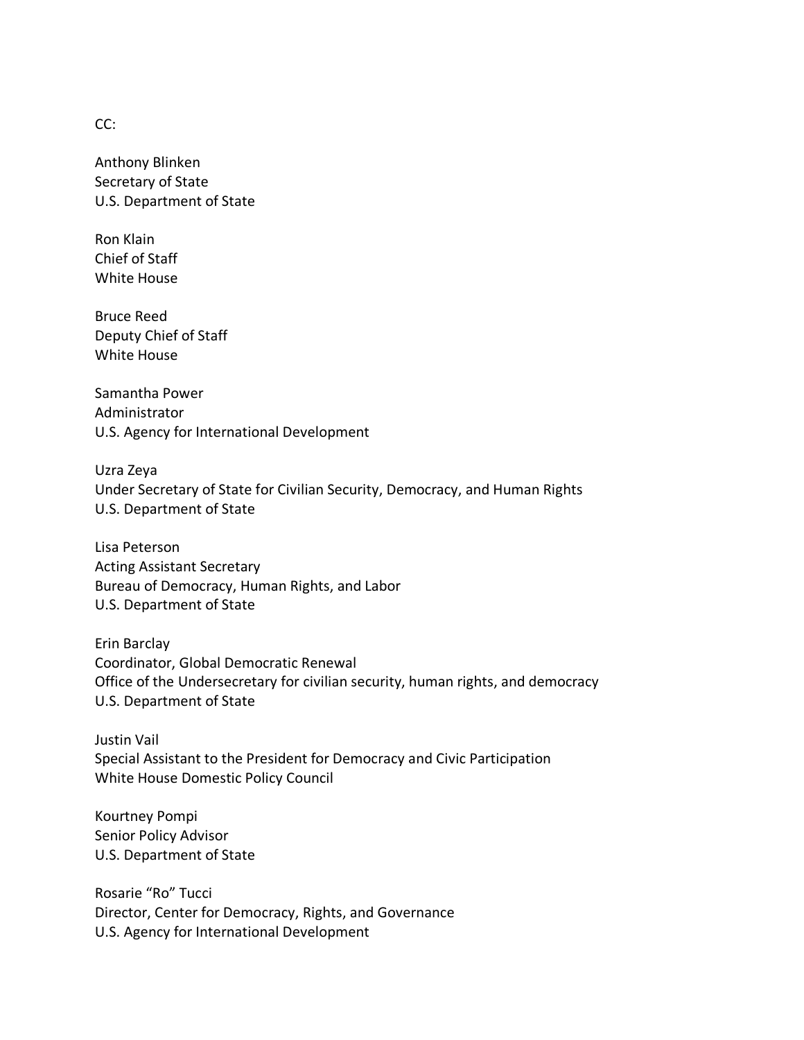CC:

Anthony Blinken  
Secretary of State  
U.S. Department of State

Ron Klain  
Chief of Staff  
White House

Bruce Reed  
Deputy Chief of Staff  
White House

Samantha Power  
Administrator  
U.S. Agency for International Development

Uzra Zeya  
Under Secretary of State for Civilian Security, Democracy, and Human Rights  
U.S. Department of State

Lisa Peterson  
Acting Assistant Secretary  
Bureau of Democracy, Human Rights, and Labor  
U.S. Department of State

Erin Barclay  
Coordinator, Global Democratic Renewal  
Office of the Undersecretary for civilian security, human rights, and democracy  
U.S. Department of State

Justin Vail  
Special Assistant to the President for Democracy and Civic Participation  
White House Domestic Policy Council

Kourtney Pompi  
Senior Policy Advisor  
U.S. Department of State

Rosarie "Ro" Tucci  
Director, Center for Democracy, Rights, and Governance  
U.S. Agency for International Development